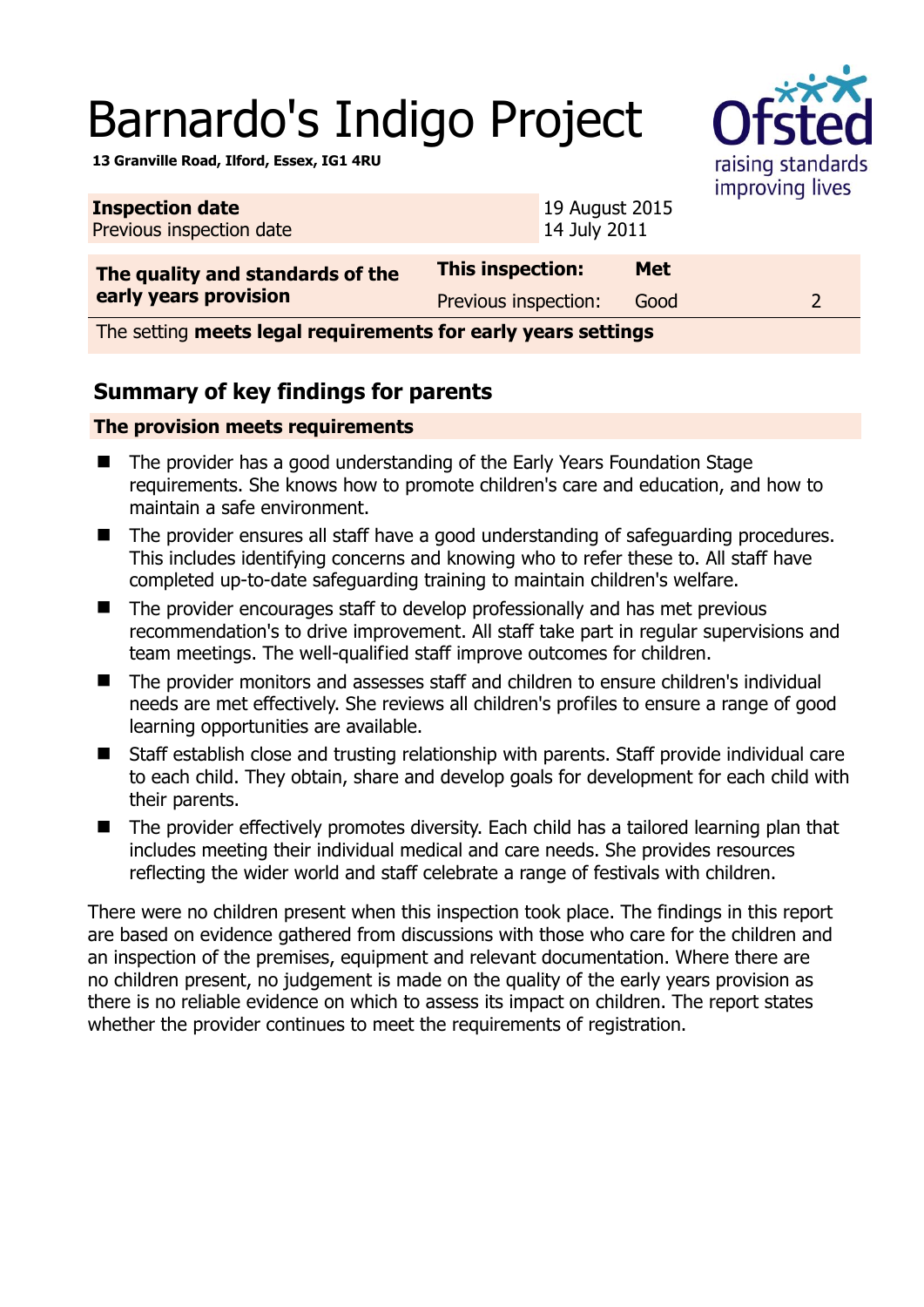# Barnardo's Indigo Project

**13 Granville Road, Ilford, Essex, IG1 4RU**

| **Inspection date** | 19 August 2015 |
|---|---|
| Previous inspection date | 14 July 2011 |

| **The quality and standards of the early years provision** | **This inspection:** | **Met** | |
|---|---|---|---|
| | Previous inspection: | Good | 2 |
| The setting **meets legal requirements for early years settings** | | | |

## Summary of key findings for parents

**The provision meets requirements**

- The provider has a good understanding of the Early Years Foundation Stage requirements. She knows how to promote children's care and education, and how to maintain a safe environment.
- The provider ensures all staff have a good understanding of safeguarding procedures. This includes identifying concerns and knowing who to refer these to. All staff have completed up-to-date safeguarding training to maintain children's welfare.
- The provider encourages staff to develop professionally and has met previous recommendation's to drive improvement. All staff take part in regular supervisions and team meetings. The well-qualified staff improve outcomes for children.
- The provider monitors and assesses staff and children to ensure children's individual needs are met effectively. She reviews all children's profiles to ensure a range of good learning opportunities are available.
- Staff establish close and trusting relationship with parents. Staff provide individual care to each child. They obtain, share and develop goals for development for each child with their parents.
- The provider effectively promotes diversity. Each child has a tailored learning plan that includes meeting their individual medical and care needs. She provides resources reflecting the wider world and staff celebrate a range of festivals with children.

There were no children present when this inspection took place. The findings in this report are based on evidence gathered from discussions with those who care for the children and an inspection of the premises, equipment and relevant documentation. Where there are no children present, no judgement is made on the quality of the early years provision as there is no reliable evidence on which to assess its impact on children. The report states whether the provider continues to meet the requirements of registration.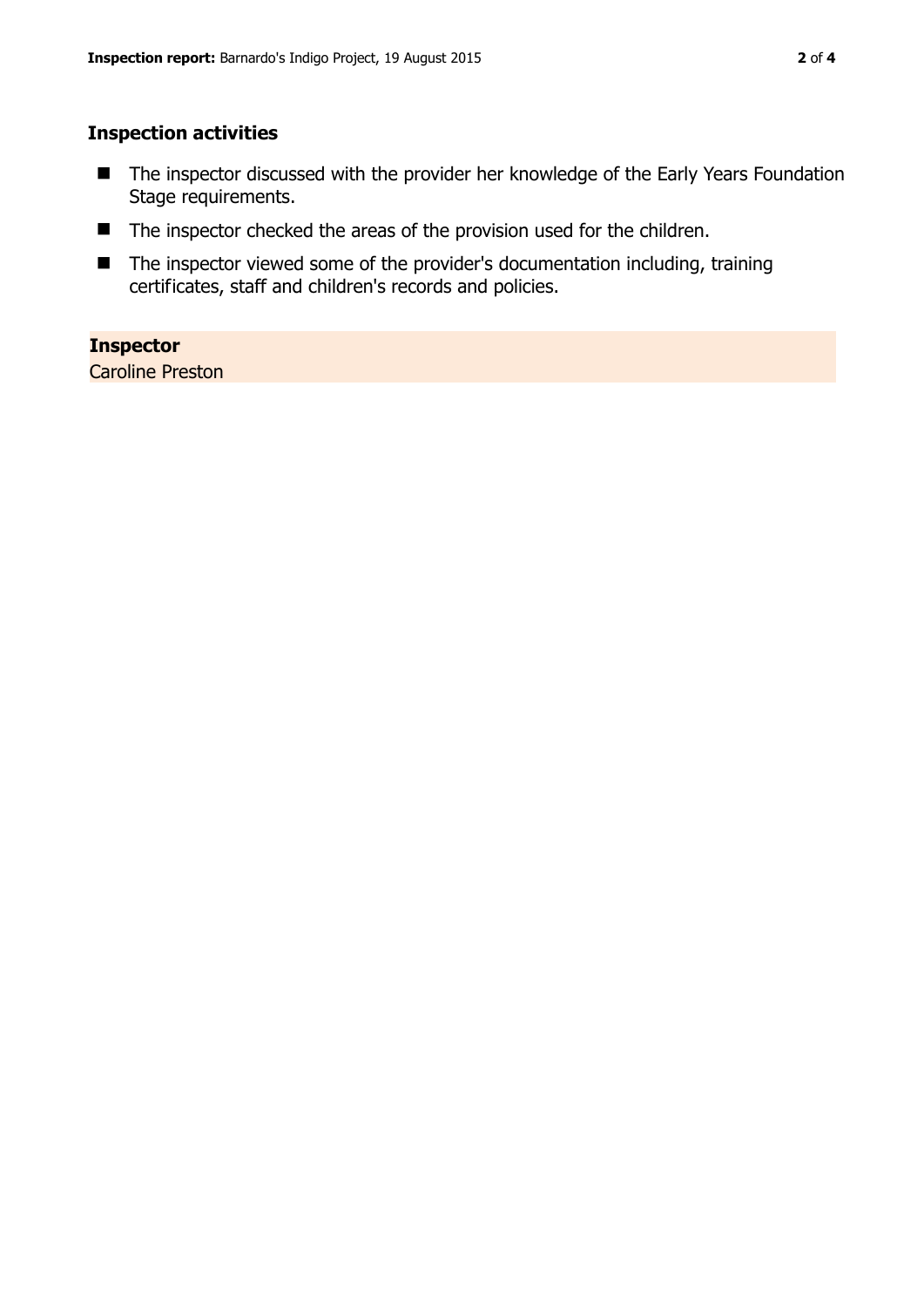### Inspection activities

- The inspector discussed with the provider her knowledge of the Early Years Foundation Stage requirements.
- The inspector checked the areas of the provision used for the children.
- The inspector viewed some of the provider's documentation including, training certificates, staff and children's records and policies.

**Inspector**
Caroline Preston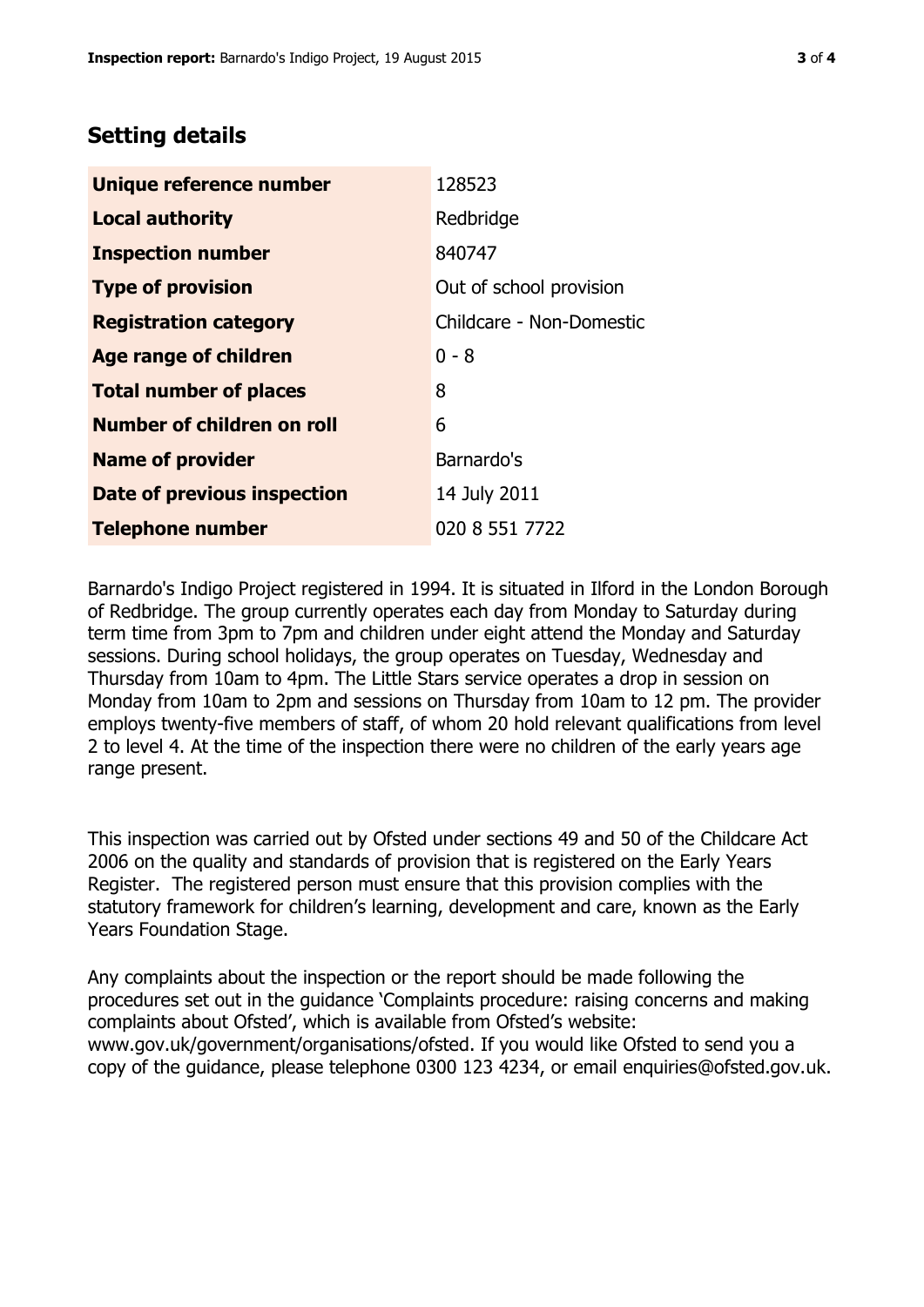## Setting details

| | |
|---|---|
| **Unique reference number** | 128523 |
| **Local authority** | Redbridge |
| **Inspection number** | 840747 |
| **Type of provision** | Out of school provision |
| **Registration category** | Childcare - Non-Domestic |
| **Age range of children** | 0 - 8 |
| **Total number of places** | 8 |
| **Number of children on roll** | 6 |
| **Name of provider** | Barnardo's |
| **Date of previous inspection** | 14 July 2011 |
| **Telephone number** | 020 8 551 7722 |

Barnardo's Indigo Project registered in 1994. It is situated in Ilford in the London Borough of Redbridge. The group currently operates each day from Monday to Saturday during term time from 3pm to 7pm and children under eight attend the Monday and Saturday sessions. During school holidays, the group operates on Tuesday, Wednesday and Thursday from 10am to 4pm. The Little Stars service operates a drop in session on Monday from 10am to 2pm and sessions on Thursday from 10am to 12 pm. The provider employs twenty-five members of staff, of whom 20 hold relevant qualifications from level 2 to level 4. At the time of the inspection there were no children of the early years age range present.

This inspection was carried out by Ofsted under sections 49 and 50 of the Childcare Act 2006 on the quality and standards of provision that is registered on the Early Years Register. The registered person must ensure that this provision complies with the statutory framework for children's learning, development and care, known as the Early Years Foundation Stage.

Any complaints about the inspection or the report should be made following the procedures set out in the guidance 'Complaints procedure: raising concerns and making complaints about Ofsted', which is available from Ofsted's website: www.gov.uk/government/organisations/ofsted. If you would like Ofsted to send you a copy of the guidance, please telephone 0300 123 4234, or email enquiries@ofsted.gov.uk.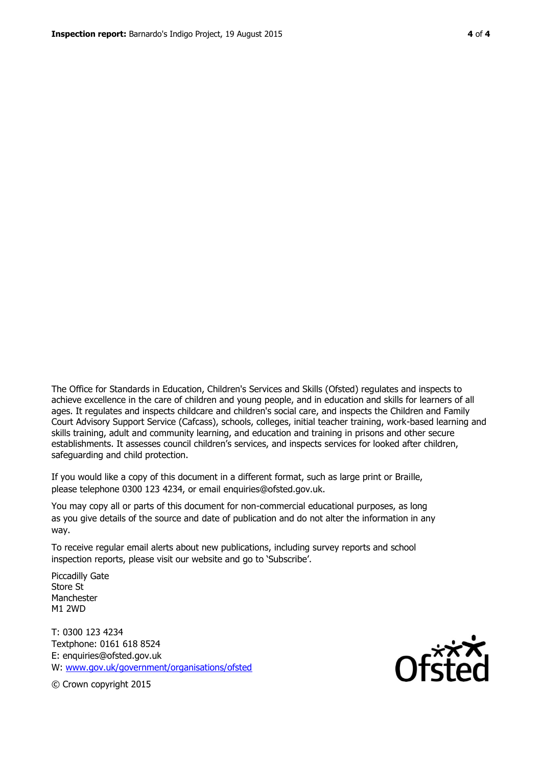The Office for Standards in Education, Children's Services and Skills (Ofsted) regulates and inspects to achieve excellence in the care of children and young people, and in education and skills for learners of all ages. It regulates and inspects childcare and children's social care, and inspects the Children and Family Court Advisory Support Service (Cafcass), schools, colleges, initial teacher training, work-based learning and skills training, adult and community learning, and education and training in prisons and other secure establishments. It assesses council children's services, and inspects services for looked after children, safeguarding and child protection.

If you would like a copy of this document in a different format, such as large print or Braille, please telephone 0300 123 4234, or email enquiries@ofsted.gov.uk.

You may copy all or parts of this document for non-commercial educational purposes, as long as you give details of the source and date of publication and do not alter the information in any way.

To receive regular email alerts about new publications, including survey reports and school inspection reports, please visit our website and go to 'Subscribe'.

Piccadilly Gate
Store St
Manchester
M1 2WD

T: 0300 123 4234
Textphone: 0161 618 8524
E: enquiries@ofsted.gov.uk
W: [www.gov.uk/government/organisations/ofsted](www.gov.uk/government/organisations/ofsted)

© Crown copyright 2015